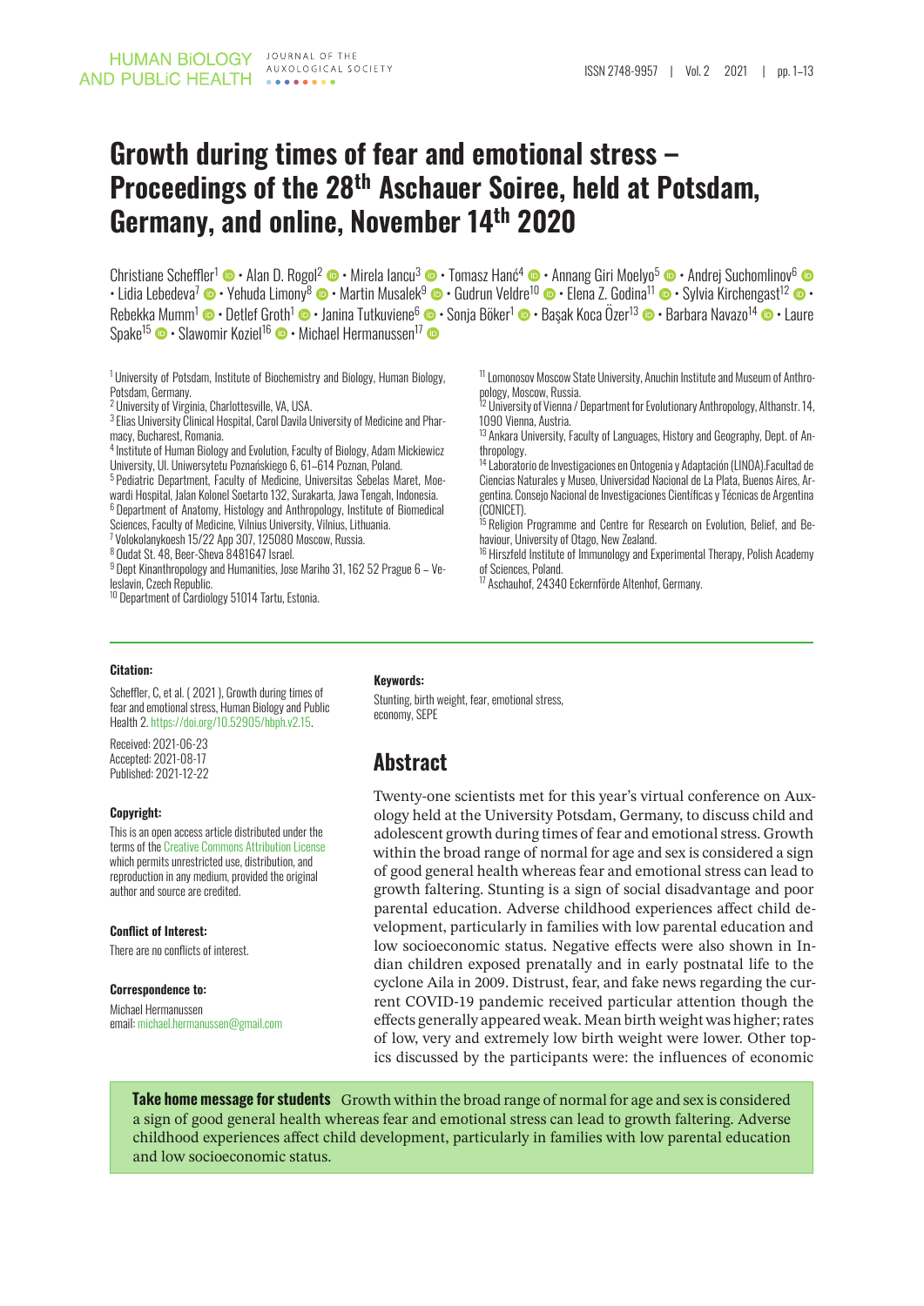# Growth during times of fear and emotional stress – Proceedings of the 28th Aschauer Soiree, held at Potsdam, Germany, and online, November 14th 2020

Christiane Scheffler[1] • Alan D. Rogol[2] • Mirela Iancu[3] • Tomasz Hanć[4] • Annang Giri Moelyo[5] • Andrej Suchomlinov[6] • Lidia Lebedeva[7] • Yehuda Limony[8] • Martin Musalek[9] • Gudrun Veldre[10] • Elena Z. Godina[11] • Sylvia Kirchengast[12] • Rebekka Mumm[1] • Detlef Groth[1] • Janina Tutkuviene[6] • Sonja Böker[1] • Başak Koca Özer[13] • Barbara Navazo[14] • Laure Spake[15] • Slawomir Koziel[16] • Michael Hermanussen[17]

[1] University of Potsdam, Institute of Biochemistry and Biology, Human Biology, Potsdam, Germany.
[2] University of Virginia, Charlottesville, VA, USA.
[3] Elias University Clinical Hospital, Carol Davila University of Medicine and Pharmacy, Bucharest, Romania.
[4] Institute of Human Biology and Evolution, Faculty of Biology, Adam Mickiewicz University, Ul. Uniwersytetu Poznańskiego 6, 61–614 Poznan, Poland.
[5] Pediatric Department, Faculty of Medicine, Universitas Sebelas Maret, Moewardi Hospital, Jalan Kolonel Soetarto 132, Surakarta, Jawa Tengah, Indonesia.
[6] Department of Anatomy, Histology and Anthropology, Institute of Biomedical Sciences, Faculty of Medicine, Vilnius University, Vilnius, Lithuania.
[7] Volokolanykoesh 15/22 App 307, 125080 Moscow, Russia.
[8] Oudat St. 48, Beer-Sheva 8481647 Israel.
[9] Dept Kinanthropology and Humanities, Jose Mariho 31, 162 52 Prague 6 – Veleslavin, Czech Republic.
[10] Department of Cardiology 51014 Tartu, Estonia.
[11] Lomonosov Moscow State University, Anuchin Institute and Museum of Anthropology, Moscow, Russia.
[12] University of Vienna / Department for Evolutionary Anthropology, Althanstr. 14, 1090 Vienna, Austria.
[13] Ankara University, Faculty of Languages, History and Geography, Dept. of Anthropology.
[14] Laboratorio de Investigaciones en Ontogenia y Adaptación (LINOA).Facultad de Ciencias Naturales y Museo, Universidad Nacional de La Plata, Buenos Aires, Argentina. Consejo Nacional de Investigaciones Científicas y Técnicas de Argentina (CONICET).
[15] Religion Programme and Centre for Research on Evolution, Belief, and Behaviour, University of Otago, New Zealand.
[16] Hirszfeld Institute of Immunology and Experimental Therapy, Polish Academy of Sciences, Poland.
[17] Aschauhof, 24340 Eckernförde Altenhof, Germany.

**Citation:**

Scheffler, C, et al. ( 2021 ), Growth during times of fear and emotional stress, Human Biology and Public Health 2. https://doi.org/10.52905/hbph.v2.15.

Received: 2021-06-23
Accepted: 2021-08-17
Published: 2021-12-22

**Copyright:**

This is an open access article distributed under the terms of the Creative Commons Attribution License which permits unrestricted use, distribution, and reproduction in any medium, provided the original author and source are credited.

**Conflict of Interest:**

There are no conflicts of interest.

**Correspondence to:**

Michael Hermanussen
email: michael.hermanussen@gmail.com

**Keywords:**

Stunting, birth weight, fear, emotional stress, economy, SEPE

## Abstract

Twenty-one scientists met for this year's virtual conference on Auxology held at the University Potsdam, Germany, to discuss child and adolescent growth during times of fear and emotional stress. Growth within the broad range of normal for age and sex is considered a sign of good general health whereas fear and emotional stress can lead to growth faltering. Stunting is a sign of social disadvantage and poor parental education. Adverse childhood experiences affect child development, particularly in families with low parental education and low socioeconomic status. Negative effects were also shown in Indian children exposed prenatally and in early postnatal life to the cyclone Aila in 2009. Distrust, fear, and fake news regarding the current COVID-19 pandemic received particular attention though the effects generally appeared weak. Mean birth weight was higher; rates of low, very and extremely low birth weight were lower. Other topics discussed by the participants were: the influences of economic

**Take home message for students** Growth within the broad range of normal for age and sex is considered a sign of good general health whereas fear and emotional stress can lead to growth faltering. Adverse childhood experiences affect child development, particularly in families with low parental education and low socioeconomic status.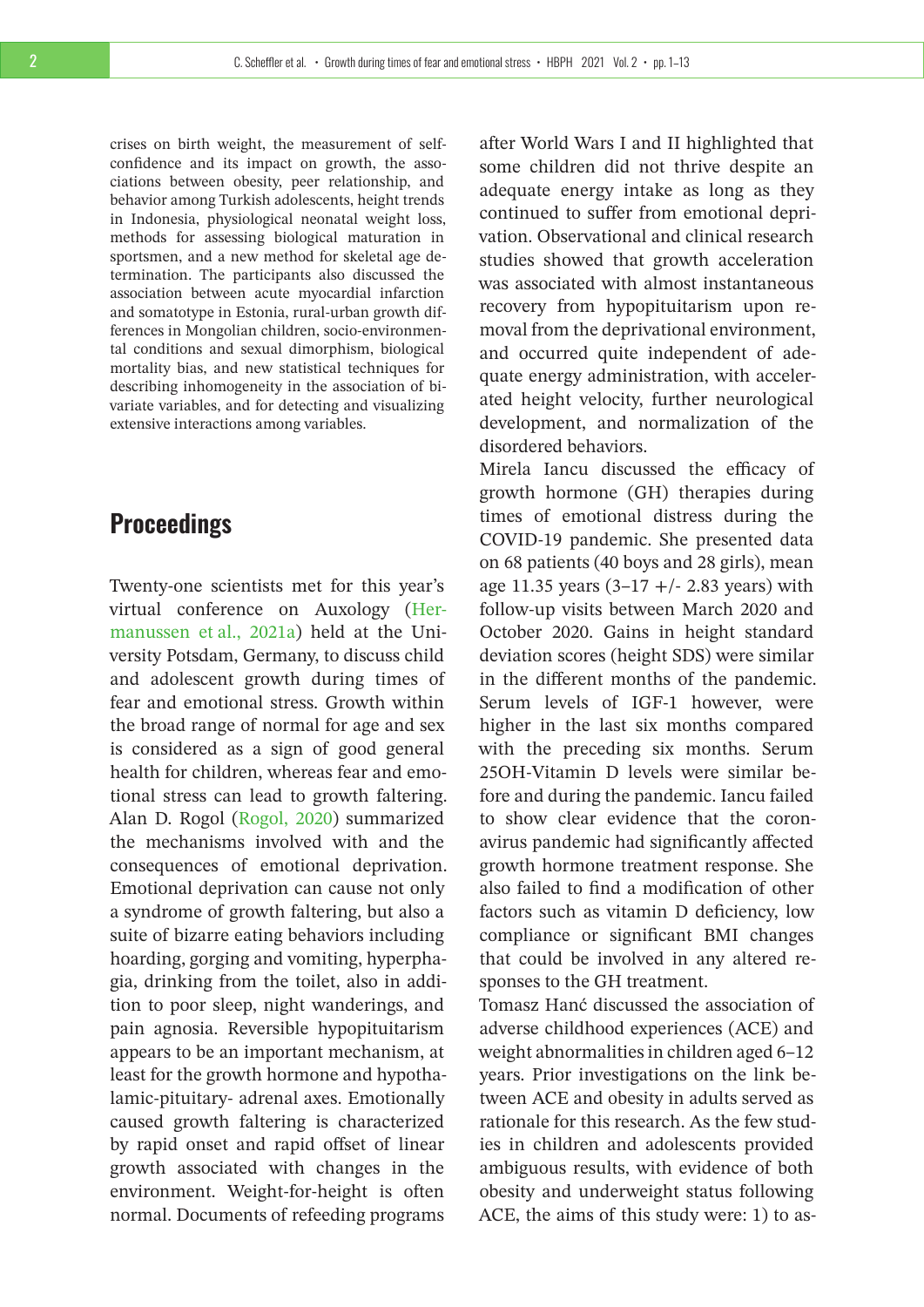crises on birth weight, the measurement of self-confidence and its impact on growth, the associations between obesity, peer relationship, and behavior among Turkish adolescents, height trends in Indonesia, physiological neonatal weight loss, methods for assessing biological maturation in sportsmen, and a new method for skeletal age determination. The participants also discussed the association between acute myocardial infarction and somatotype in Estonia, rural-urban growth differences in Mongolian children, socio-environmental conditions and sexual dimorphism, biological mortality bias, and new statistical techniques for describing inhomogeneity in the association of bivariate variables, and for detecting and visualizing extensive interactions among variables.

## Proceedings

Twenty-one scientists met for this year's virtual conference on Auxology (Hermanussen et al., 2021a) held at the University Potsdam, Germany, to discuss child and adolescent growth during times of fear and emotional stress. Growth within the broad range of normal for age and sex is considered as a sign of good general health for children, whereas fear and emotional stress can lead to growth faltering. Alan D. Rogol (Rogol, 2020) summarized the mechanisms involved with and the consequences of emotional deprivation. Emotional deprivation can cause not only a syndrome of growth faltering, but also a suite of bizarre eating behaviors including hoarding, gorging and vomiting, hyperphagia, drinking from the toilet, also in addition to poor sleep, night wanderings, and pain agnosia. Reversible hypopituitarism appears to be an important mechanism, at least for the growth hormone and hypothalamic-pituitary- adrenal axes. Emotionally caused growth faltering is characterized by rapid onset and rapid offset of linear growth associated with changes in the environment. Weight-for-height is often normal. Documents of refeeding programs after World Wars I and II highlighted that some children did not thrive despite an adequate energy intake as long as they continued to suffer from emotional deprivation. Observational and clinical research studies showed that growth acceleration was associated with almost instantaneous recovery from hypopituitarism upon removal from the deprivational environment, and occurred quite independent of adequate energy administration, with accelerated height velocity, further neurological development, and normalization of the disordered behaviors.

Mirela Iancu discussed the efficacy of growth hormone (GH) therapies during times of emotional distress during the COVID-19 pandemic. She presented data on 68 patients (40 boys and 28 girls), mean age 11.35 years (3–17 +/- 2.83 years) with follow-up visits between March 2020 and October 2020. Gains in height standard deviation scores (height SDS) were similar in the different months of the pandemic. Serum levels of IGF-1 however, were higher in the last six months compared with the preceding six months. Serum 25OH-Vitamin D levels were similar before and during the pandemic. Iancu failed to show clear evidence that the coronavirus pandemic had significantly affected growth hormone treatment response. She also failed to find a modification of other factors such as vitamin D deficiency, low compliance or significant BMI changes that could be involved in any altered responses to the GH treatment.

Tomasz Hanć discussed the association of adverse childhood experiences (ACE) and weight abnormalities in children aged 6–12 years. Prior investigations on the link between ACE and obesity in adults served as rationale for this research. As the few studies in children and adolescents provided ambiguous results, with evidence of both obesity and underweight status following ACE, the aims of this study were: 1) to as-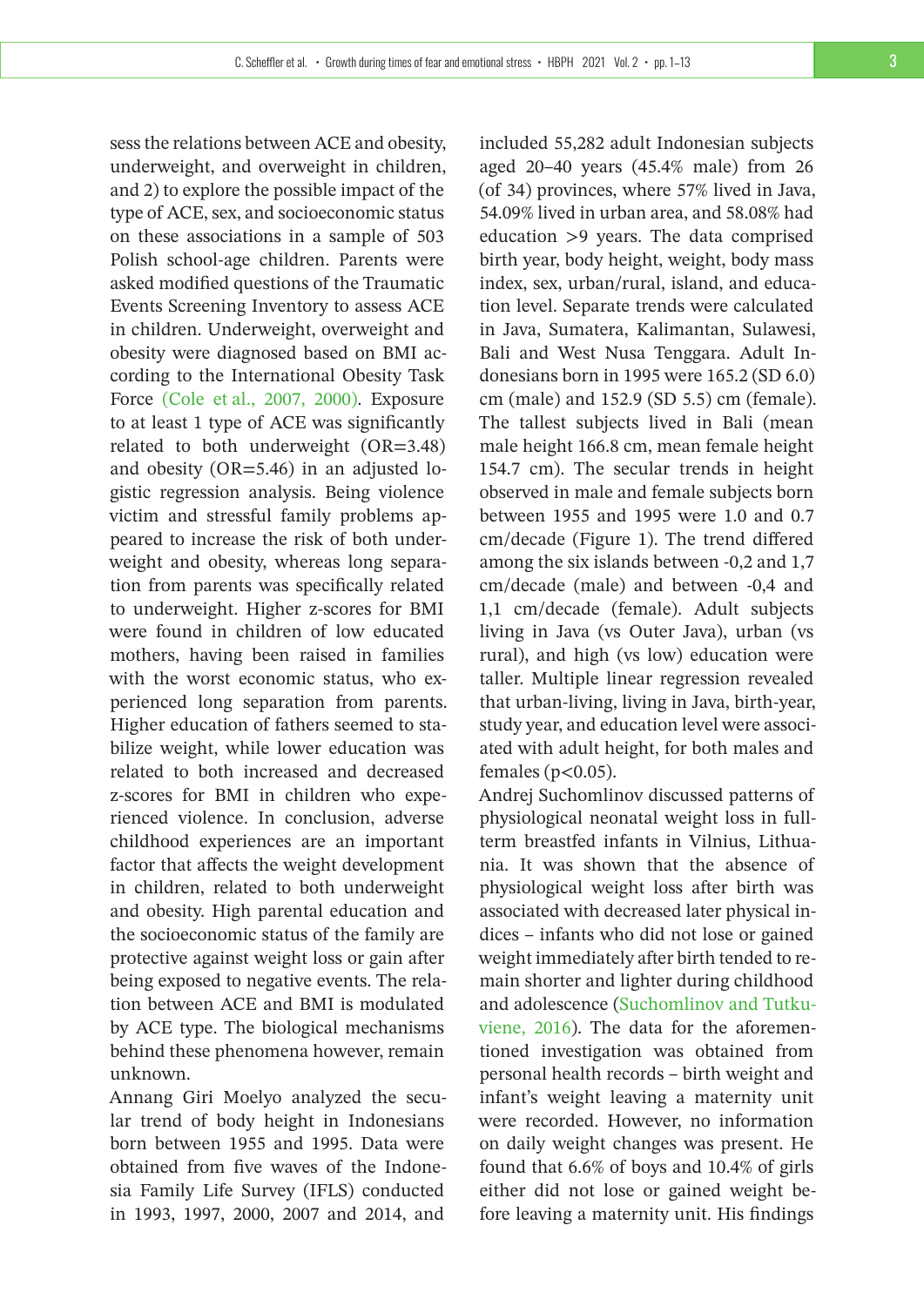sess the relations between ACE and obesity, underweight, and overweight in children, and 2) to explore the possible impact of the type of ACE, sex, and socioeconomic status on these associations in a sample of 503 Polish school-age children. Parents were asked modified questions of the Traumatic Events Screening Inventory to assess ACE in children. Underweight, overweight and obesity were diagnosed based on BMI according to the International Obesity Task Force (Cole et al., 2007, 2000). Exposure to at least 1 type of ACE was significantly related to both underweight (OR=3.48) and obesity (OR=5.46) in an adjusted logistic regression analysis. Being violence victim and stressful family problems appeared to increase the risk of both underweight and obesity, whereas long separation from parents was specifically related to underweight. Higher z-scores for BMI were found in children of low educated mothers, having been raised in families with the worst economic status, who experienced long separation from parents. Higher education of fathers seemed to stabilize weight, while lower education was related to both increased and decreased z-scores for BMI in children who experienced violence. In conclusion, adverse childhood experiences are an important factor that affects the weight development in children, related to both underweight and obesity. High parental education and the socioeconomic status of the family are protective against weight loss or gain after being exposed to negative events. The relation between ACE and BMI is modulated by ACE type. The biological mechanisms behind these phenomena however, remain unknown.

Annang Giri Moelyo analyzed the secular trend of body height in Indonesians born between 1955 and 1995. Data were obtained from five waves of the Indonesia Family Life Survey (IFLS) conducted in 1993, 1997, 2000, 2007 and 2014, and included 55,282 adult Indonesian subjects aged 20–40 years (45.4% male) from 26 (of 34) provinces, where 57% lived in Java, 54.09% lived in urban area, and 58.08% had education >9 years. The data comprised birth year, body height, weight, body mass index, sex, urban/rural, island, and education level. Separate trends were calculated in Java, Sumatera, Kalimantan, Sulawesi, Bali and West Nusa Tenggara. Adult Indonesians born in 1995 were 165.2 (SD 6.0) cm (male) and 152.9 (SD 5.5) cm (female). The tallest subjects lived in Bali (mean male height 166.8 cm, mean female height 154.7 cm). The secular trends in height observed in male and female subjects born between 1955 and 1995 were 1.0 and 0.7 cm/decade (Figure 1). The trend differed among the six islands between -0,2 and 1,7 cm/decade (male) and between -0,4 and 1,1 cm/decade (female). Adult subjects living in Java (vs Outer Java), urban (vs rural), and high (vs low) education were taller. Multiple linear regression revealed that urban-living, living in Java, birth-year, study year, and education level were associated with adult height, for both males and females ($p<0.05$).

Andrej Suchomlinov discussed patterns of physiological neonatal weight loss in full-term breastfed infants in Vilnius, Lithuania. It was shown that the absence of physiological weight loss after birth was associated with decreased later physical indices – infants who did not lose or gained weight immediately after birth tended to remain shorter and lighter during childhood and adolescence (Suchomlinov and Tutkuviene, 2016). The data for the aforementioned investigation was obtained from personal health records – birth weight and infant's weight leaving a maternity unit were recorded. However, no information on daily weight changes was present. He found that 6.6% of boys and 10.4% of girls either did not lose or gained weight before leaving a maternity unit. His findings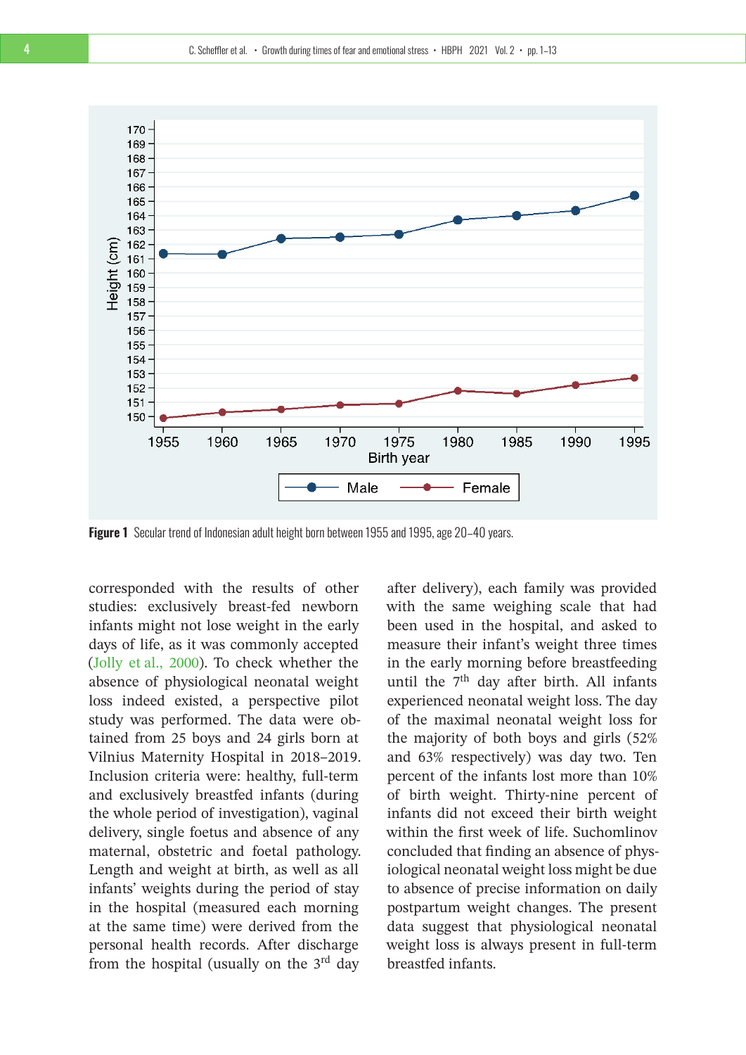**Figure 1** Secular trend of Indonesian adult height born between 1955 and 1995, age 20–40 years.

corresponded with the results of other studies: exclusively breast-fed newborn infants might not lose weight in the early days of life, as it was commonly accepted (Jolly et al., 2000). To check whether the absence of physiological neonatal weight loss indeed existed, a perspective pilot study was performed. The data were obtained from 25 boys and 24 girls born at Vilnius Maternity Hospital in 2018–2019. Inclusion criteria were: healthy, full-term and exclusively breastfed infants (during the whole period of investigation), vaginal delivery, single foetus and absence of any maternal, obstetric and foetal pathology. Length and weight at birth, as well as all infants' weights during the period of stay in the hospital (measured each morning at the same time) were derived from the personal health records. After discharge from the hospital (usually on the 3rd day after delivery), each family was provided with the same weighing scale that had been used in the hospital, and asked to measure their infant's weight three times in the early morning before breastfeeding until the 7th day after birth. All infants experienced neonatal weight loss. The day of the maximal neonatal weight loss for the majority of both boys and girls (52% and 63% respectively) was day two. Ten percent of the infants lost more than 10% of birth weight. Thirty-nine percent of infants did not exceed their birth weight within the first week of life. Suchomlinov concluded that finding an absence of physiological neonatal weight loss might be due to absence of precise information on daily postpartum weight changes. The present data suggest that physiological neonatal weight loss is always present in full-term breastfed infants.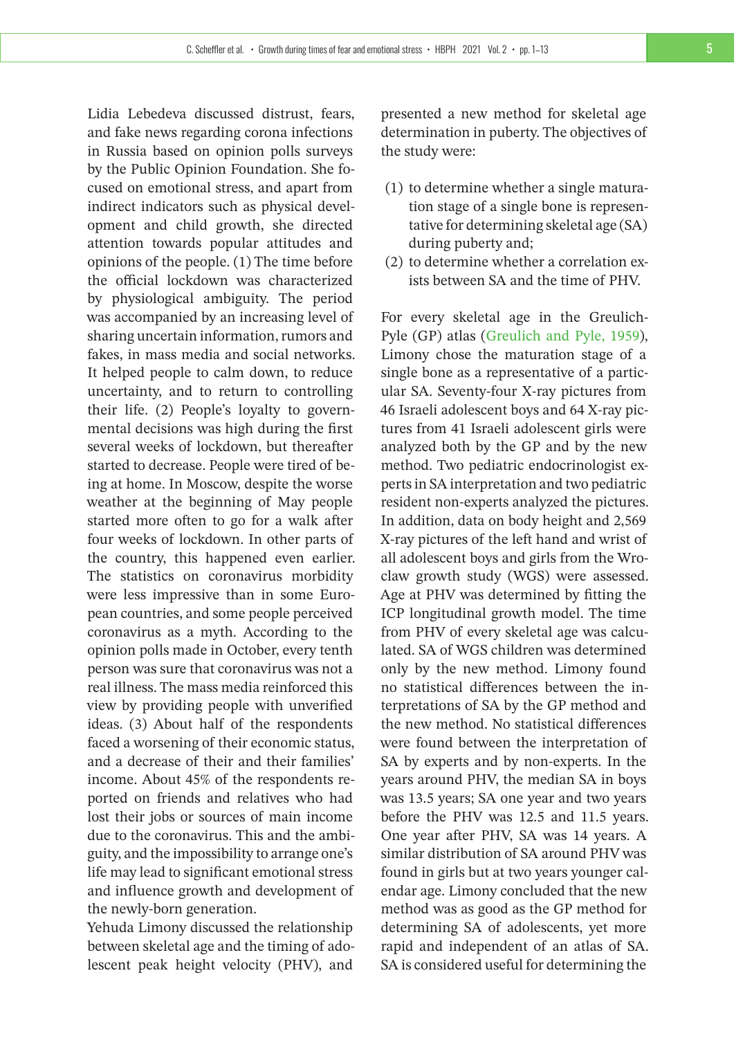Lidia Lebedeva discussed distrust, fears, and fake news regarding corona infections in Russia based on opinion polls surveys by the Public Opinion Foundation. She focused on emotional stress, and apart from indirect indicators such as physical development and child growth, she directed attention towards popular attitudes and opinions of the people. (1) The time before the official lockdown was characterized by physiological ambiguity. The period was accompanied by an increasing level of sharing uncertain information, rumors and fakes, in mass media and social networks. It helped people to calm down, to reduce uncertainty, and to return to controlling their life. (2) People's loyalty to governmental decisions was high during the first several weeks of lockdown, but thereafter started to decrease. People were tired of being at home. In Moscow, despite the worse weather at the beginning of May people started more often to go for a walk after four weeks of lockdown. In other parts of the country, this happened even earlier. The statistics on coronavirus morbidity were less impressive than in some European countries, and some people perceived coronavirus as a myth. According to the opinion polls made in October, every tenth person was sure that coronavirus was not a real illness. The mass media reinforced this view by providing people with unverified ideas. (3) About half of the respondents faced a worsening of their economic status, and a decrease of their and their families' income. About 45% of the respondents reported on friends and relatives who had lost their jobs or sources of main income due to the coronavirus. This and the ambiguity, and the impossibility to arrange one's life may lead to significant emotional stress and influence growth and development of the newly-born generation.

Yehuda Limony discussed the relationship between skeletal age and the timing of adolescent peak height velocity (PHV), and presented a new method for skeletal age determination in puberty. The objectives of the study were:

(1) to determine whether a single maturation stage of a single bone is representative for determining skeletal age (SA) during puberty and;
(2) to determine whether a correlation exists between SA and the time of PHV.

For every skeletal age in the Greulich-Pyle (GP) atlas (Greulich and Pyle, 1959), Limony chose the maturation stage of a single bone as a representative of a particular SA. Seventy-four X-ray pictures from 46 Israeli adolescent boys and 64 X-ray pictures from 41 Israeli adolescent girls were analyzed both by the GP and by the new method. Two pediatric endocrinologist experts in SA interpretation and two pediatric resident non-experts analyzed the pictures. In addition, data on body height and 2,569 X-ray pictures of the left hand and wrist of all adolescent boys and girls from the Wroclaw growth study (WGS) were assessed. Age at PHV was determined by fitting the ICP longitudinal growth model. The time from PHV of every skeletal age was calculated. SA of WGS children was determined only by the new method. Limony found no statistical differences between the interpretations of SA by the GP method and the new method. No statistical differences were found between the interpretation of SA by experts and by non-experts. In the years around PHV, the median SA in boys was 13.5 years; SA one year and two years before the PHV was 12.5 and 11.5 years. One year after PHV, SA was 14 years. A similar distribution of SA around PHV was found in girls but at two years younger calendar age. Limony concluded that the new method was as good as the GP method for determining SA of adolescents, yet more rapid and independent of an atlas of SA. SA is considered useful for determining the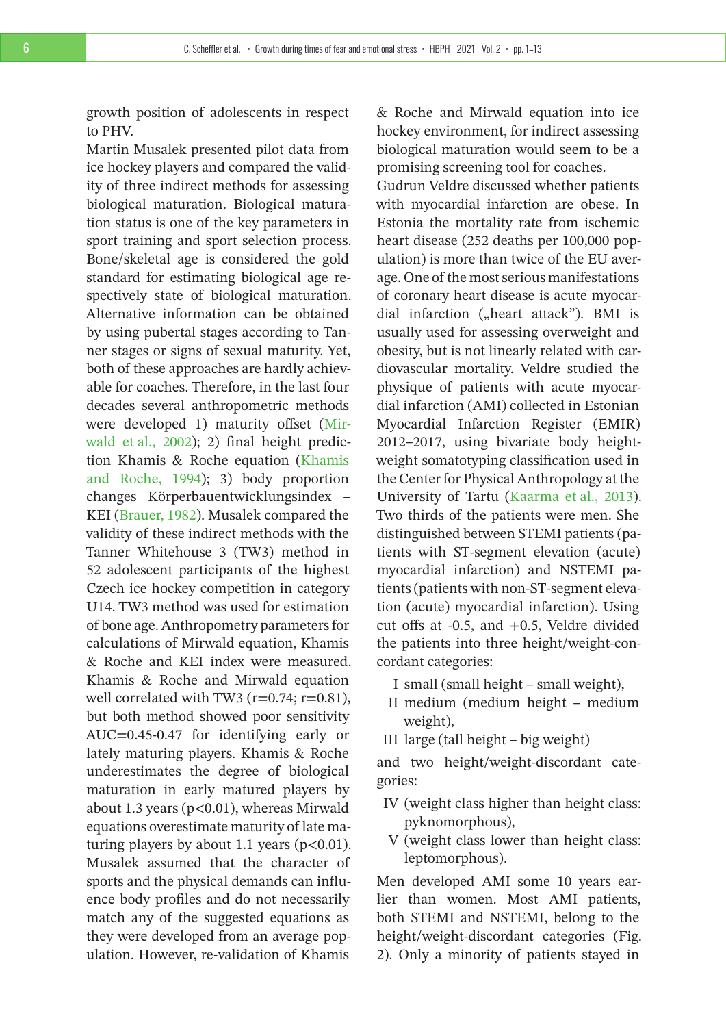growth position of adolescents in respect to PHV.

Martin Musalek presented pilot data from ice hockey players and compared the validity of three indirect methods for assessing biological maturation. Biological maturation status is one of the key parameters in sport training and sport selection process. Bone/skeletal age is considered the gold standard for estimating biological age respectively state of biological maturation. Alternative information can be obtained by using pubertal stages according to Tanner stages or signs of sexual maturity. Yet, both of these approaches are hardly achievable for coaches. Therefore, in the last four decades several anthropometric methods were developed 1) maturity offset (Mirwald et al., 2002); 2) final height prediction Khamis & Roche equation (Khamis and Roche, 1994); 3) body proportion changes Körperbauentwicklungsindex – KEI (Brauer, 1982). Musalek compared the validity of these indirect methods with the Tanner Whitehouse 3 (TW3) method in 52 adolescent participants of the highest Czech ice hockey competition in category U14. TW3 method was used for estimation of bone age. Anthropometry parameters for calculations of Mirwald equation, Khamis & Roche and KEI index were measured. Khamis & Roche and Mirwald equation well correlated with TW3 ($r=0.74$; $r=0.81$), but both method showed poor sensitivity AUC=0.45-0.47 for identifying early or lately maturing players. Khamis & Roche underestimates the degree of biological maturation in early matured players by about 1.3 years ($p<0.01$), whereas Mirwald equations overestimate maturity of late maturing players by about 1.1 years ($p<0.01$). Musalek assumed that the character of sports and the physical demands can influence body profiles and do not necessarily match any of the suggested equations as they were developed from an average population. However, re-validation of Khamis & Roche and Mirwald equation into ice hockey environment, for indirect assessing biological maturation would seem to be a promising screening tool for coaches.

Gudrun Veldre discussed whether patients with myocardial infarction are obese. In Estonia the mortality rate from ischemic heart disease (252 deaths per 100,000 population) is more than twice of the EU average. One of the most serious manifestations of coronary heart disease is acute myocardial infarction („heart attack"). BMI is usually used for assessing overweight and obesity, but is not linearly related with cardiovascular mortality. Veldre studied the physique of patients with acute myocardial infarction (AMI) collected in Estonian Myocardial Infarction Register (EMIR) 2012–2017, using bivariate body height-weight somatotyping classification used in the Center for Physical Anthropology at the University of Tartu (Kaarma et al., 2013). Two thirds of the patients were men. She distinguished between STEMI patients (patients with ST-segment elevation (acute) myocardial infarction) and NSTEMI patients (patients with non-ST-segment elevation (acute) myocardial infarction). Using cut offs at -0.5, and +0.5, Veldre divided the patients into three height/weight-concordant categories:

- I small (small height – small weight),
- II medium (medium height – medium weight),
- III large (tall height – big weight)

and two height/weight-discordant categories:

- IV (weight class higher than height class: pyknomorphous),
- V (weight class lower than height class: leptomorphous).

Men developed AMI some 10 years earlier than women. Most AMI patients, both STEMI and NSTEMI, belong to the height/weight-discordant categories (Fig. 2). Only a minority of patients stayed in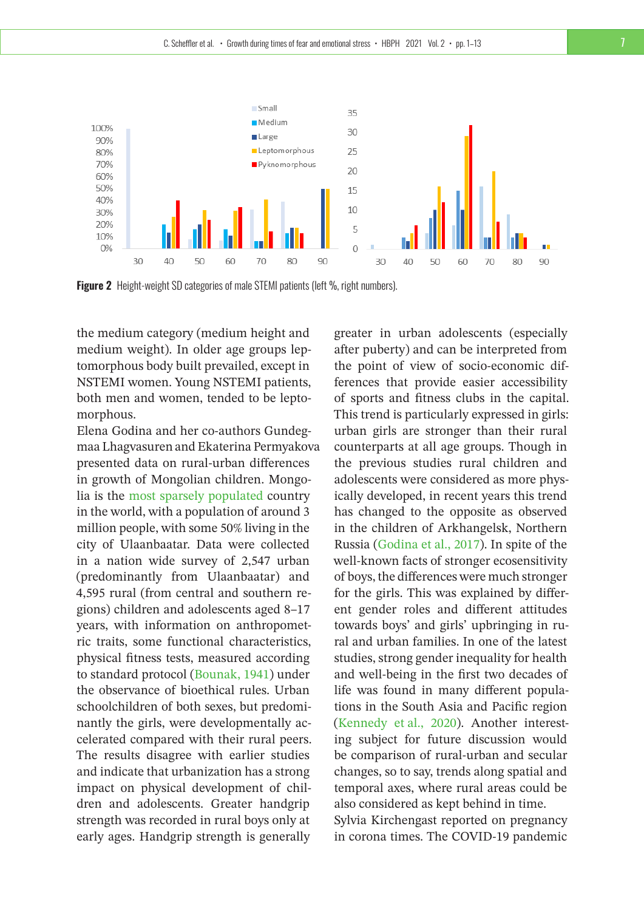**Figure 2** Height-weight SD categories of male STEMI patients (left %, right numbers).

the medium category (medium height and medium weight). In older age groups leptomorphous body built prevailed, except in NSTEMI women. Young NSTEMI patients, both men and women, tended to be leptomorphous.

Elena Godina and her co-authors Gundegmaa Lhagvasuren and Ekaterina Permyakova presented data on rural-urban differences in growth of Mongolian children. Mongolia is the most sparsely populated country in the world, with a population of around 3 million people, with some 50% living in the city of Ulaanbaatar. Data were collected in a nation wide survey of 2,547 urban (predominantly from Ulaanbaatar) and 4,595 rural (from central and southern regions) children and adolescents aged 8–17 years, with information on anthropometric traits, some functional characteristics, physical fitness tests, measured according to standard protocol (Bounak, 1941) under the observance of bioethical rules. Urban schoolchildren of both sexes, but predominantly the girls, were developmentally accelerated compared with their rural peers. The results disagree with earlier studies and indicate that urbanization has a strong impact on physical development of children and adolescents. Greater handgrip strength was recorded in rural boys only at early ages. Handgrip strength is generally greater in urban adolescents (especially after puberty) and can be interpreted from the point of view of socio-economic differences that provide easier accessibility of sports and fitness clubs in the capital. This trend is particularly expressed in girls: urban girls are stronger than their rural counterparts at all age groups. Though in the previous studies rural children and adolescents were considered as more physically developed, in recent years this trend has changed to the opposite as observed in the children of Arkhangelsk, Northern Russia (Godina et al., 2017). In spite of the well-known facts of stronger ecosensitivity of boys, the differences were much stronger for the girls. This was explained by different gender roles and different attitudes towards boys' and girls' upbringing in rural and urban families. In one of the latest studies, strong gender inequality for health and well-being in the first two decades of life was found in many different populations in the South Asia and Pacific region (Kennedy et al., 2020). Another interesting subject for future discussion would be comparison of rural-urban and secular changes, so to say, trends along spatial and temporal axes, where rural areas could be also considered as kept behind in time.

Sylvia Kirchengast reported on pregnancy in corona times. The COVID-19 pandemic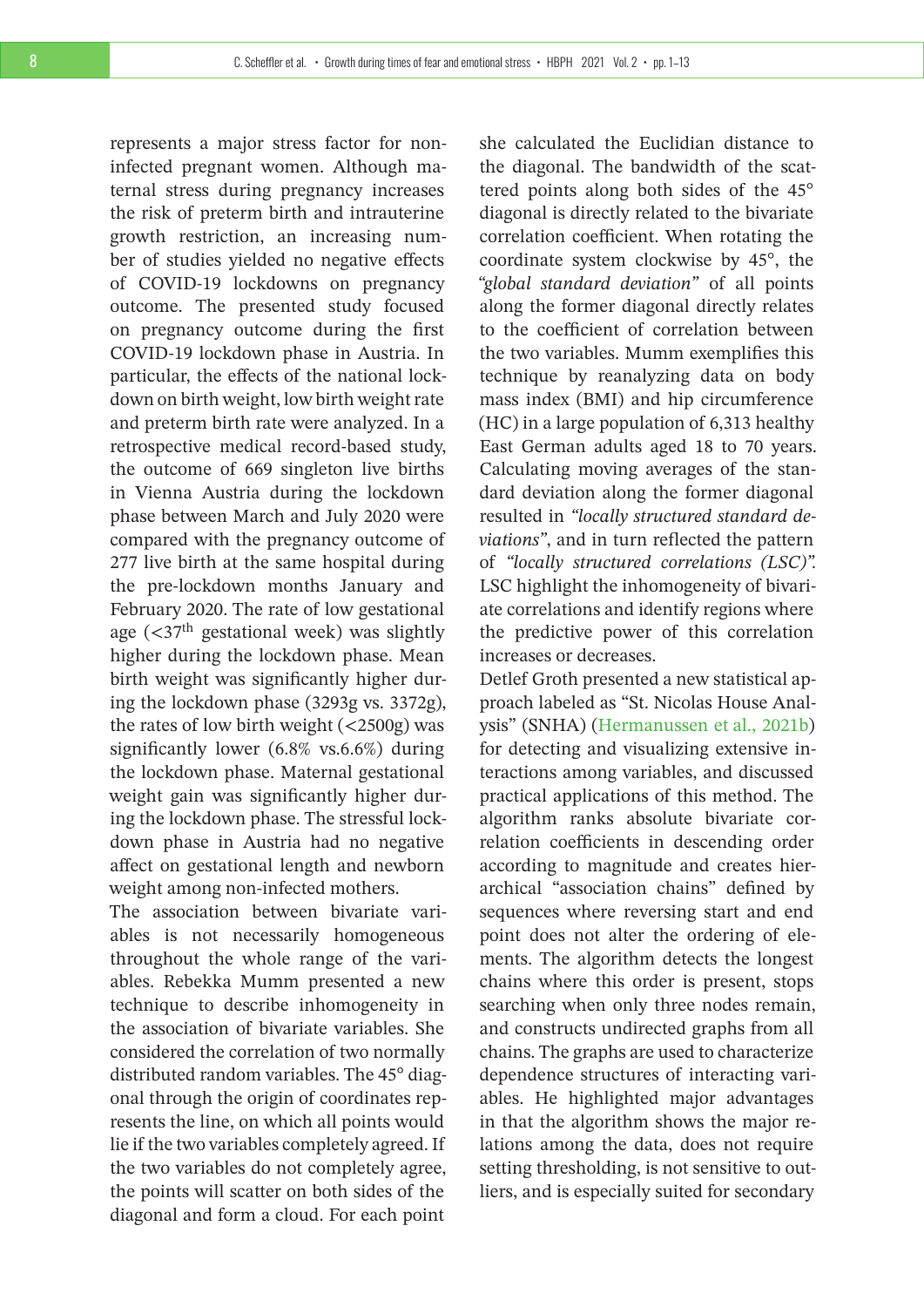represents a major stress factor for non-infected pregnant women. Although maternal stress during pregnancy increases the risk of preterm birth and intrauterine growth restriction, an increasing number of studies yielded no negative effects of COVID-19 lockdowns on pregnancy outcome. The presented study focused on pregnancy outcome during the first COVID-19 lockdown phase in Austria. In particular, the effects of the national lockdown on birth weight, low birth weight rate and preterm birth rate were analyzed. In a retrospective medical record-based study, the outcome of 669 singleton live births in Vienna Austria during the lockdown phase between March and July 2020 were compared with the pregnancy outcome of 277 live birth at the same hospital during the pre-lockdown months January and February 2020. The rate of low gestational age (<37$^{th}$ gestational week) was slightly higher during the lockdown phase. Mean birth weight was significantly higher during the lockdown phase (3293g vs. 3372g), the rates of low birth weight (<2500g) was significantly lower (6.8% vs.6.6%) during the lockdown phase. Maternal gestational weight gain was significantly higher during the lockdown phase. The stressful lockdown phase in Austria had no negative affect on gestational length and newborn weight among non-infected mothers.

The association between bivariate variables is not necessarily homogeneous throughout the whole range of the variables. Rebekka Mumm presented a new technique to describe inhomogeneity in the association of bivariate variables. She considered the correlation of two normally distributed random variables. The 45° diagonal through the origin of coordinates represents the line, on which all points would lie if the two variables completely agreed. If the two variables do not completely agree, the points will scatter on both sides of the diagonal and form a cloud. For each point she calculated the Euclidian distance to the diagonal. The bandwidth of the scattered points along both sides of the 45° diagonal is directly related to the bivariate correlation coefficient. When rotating the coordinate system clockwise by 45°, the *"global standard deviation"* of all points along the former diagonal directly relates to the coefficient of correlation between the two variables. Mumm exemplifies this technique by reanalyzing data on body mass index (BMI) and hip circumference (HC) in a large population of 6,313 healthy East German adults aged 18 to 70 years. Calculating moving averages of the standard deviation along the former diagonal resulted in *"locally structured standard deviations"*, and in turn reflected the pattern of *"locally structured correlations (LSC)"*. LSC highlight the inhomogeneity of bivariate correlations and identify regions where the predictive power of this correlation increases or decreases.

Detlef Groth presented a new statistical approach labeled as "St. Nicolas House Analysis" (SNHA) (Hermanussen et al., 2021b) for detecting and visualizing extensive interactions among variables, and discussed practical applications of this method. The algorithm ranks absolute bivariate correlation coefficients in descending order according to magnitude and creates hierarchical "association chains" defined by sequences where reversing start and end point does not alter the ordering of elements. The algorithm detects the longest chains where this order is present, stops searching when only three nodes remain, and constructs undirected graphs from all chains. The graphs are used to characterize dependence structures of interacting variables. He highlighted major advantages in that the algorithm shows the major relations among the data, does not require setting thresholding, is not sensitive to outliers, and is especially suited for secondary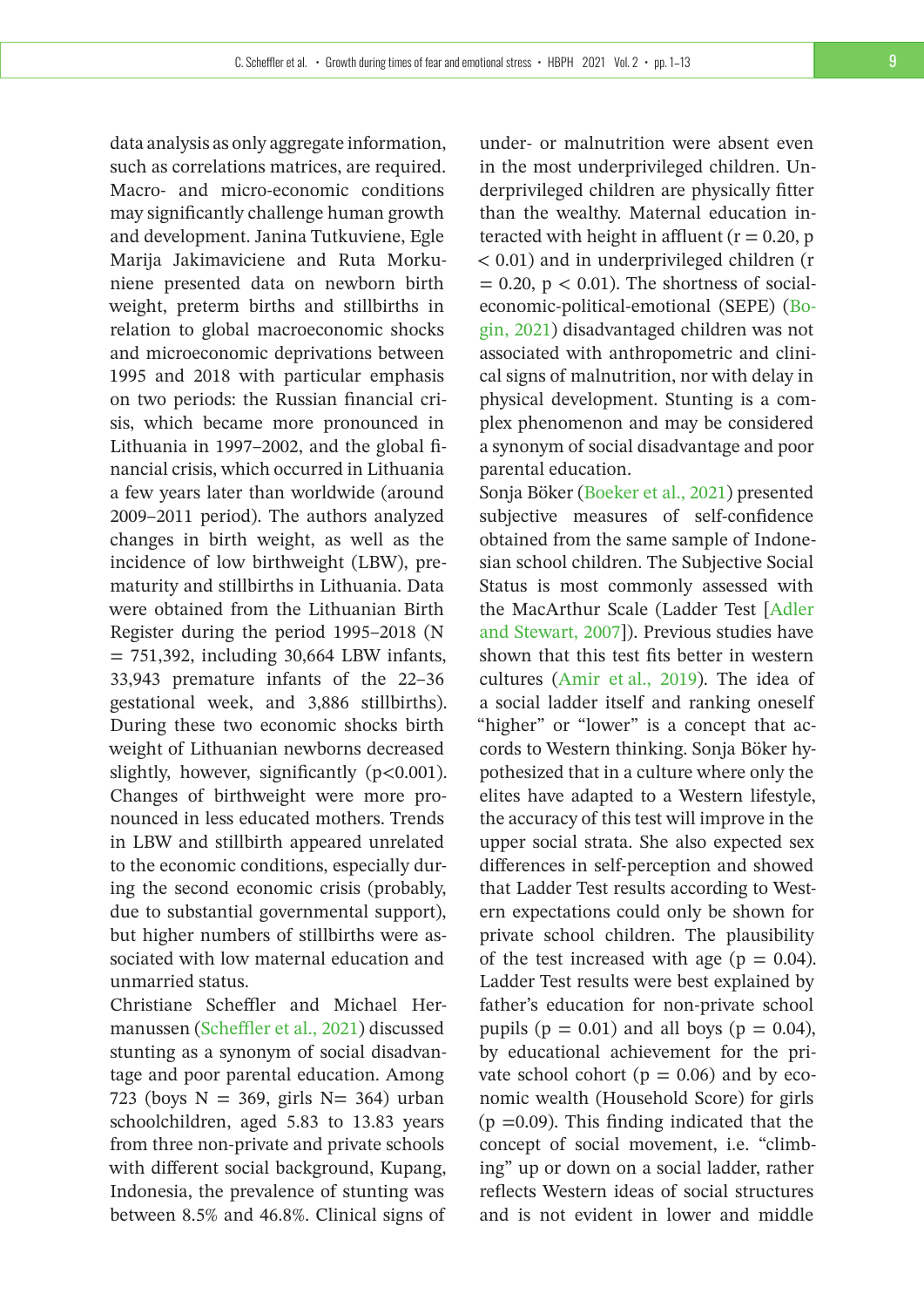data analysis as only aggregate information, such as correlations matrices, are required. Macro- and micro-economic conditions may significantly challenge human growth and development. Janina Tutkuviene, Egle Marija Jakimaviciene and Ruta Morkuniene presented data on newborn birth weight, preterm births and stillbirths in relation to global macroeconomic shocks and microeconomic deprivations between 1995 and 2018 with particular emphasis on two periods: the Russian financial crisis, which became more pronounced in Lithuania in 1997–2002, and the global financial crisis, which occurred in Lithuania a few years later than worldwide (around 2009–2011 period). The authors analyzed changes in birth weight, as well as the incidence of low birthweight (LBW), prematurity and stillbirths in Lithuania. Data were obtained from the Lithuanian Birth Register during the period 1995–2018 (N = 751,392, including 30,664 LBW infants, 33,943 premature infants of the 22–36 gestational week, and 3,886 stillbirths). During these two economic shocks birth weight of Lithuanian newborns decreased slightly, however, significantly ($p<0.001$). Changes of birthweight were more pronounced in less educated mothers. Trends in LBW and stillbirth appeared unrelated to the economic conditions, especially during the second economic crisis (probably, due to substantial governmental support), but higher numbers of stillbirths were associated with low maternal education and unmarried status.

Christiane Scheffler and Michael Hermanussen (Scheffler et al., 2021) discussed stunting as a synonym of social disadvantage and poor parental education. Among 723 (boys N = 369, girls N= 364) urban schoolchildren, aged 5.83 to 13.83 years from three non-private and private schools with different social background, Kupang, Indonesia, the prevalence of stunting was between 8.5% and 46.8%. Clinical signs of under- or malnutrition were absent even in the most underprivileged children. Underprivileged children are physically fitter than the wealthy. Maternal education interacted with height in affluent ($r = 0.20$, $p < 0.01$) and in underprivileged children ($r = 0.20$, $p < 0.01$). The shortness of social-economic-political-emotional (SEPE) (Bogin, 2021) disadvantaged children was not associated with anthropometric and clinical signs of malnutrition, nor with delay in physical development. Stunting is a complex phenomenon and may be considered a synonym of social disadvantage and poor parental education.

Sonja Böker (Boeker et al., 2021) presented subjective measures of self-confidence obtained from the same sample of Indonesian school children. The Subjective Social Status is most commonly assessed with the MacArthur Scale (Ladder Test [Adler and Stewart, 2007]). Previous studies have shown that this test fits better in western cultures (Amir et al., 2019). The idea of a social ladder itself and ranking oneself "higher" or "lower" is a concept that accords to Western thinking. Sonja Böker hypothesized that in a culture where only the elites have adapted to a Western lifestyle, the accuracy of this test will improve in the upper social strata. She also expected sex differences in self-perception and showed that Ladder Test results according to Western expectations could only be shown for private school children. The plausibility of the test increased with age ($p = 0.04$). Ladder Test results were best explained by father's education for non-private school pupils ($p = 0.01$) and all boys ($p = 0.04$), by educational achievement for the private school cohort ($p = 0.06$) and by economic wealth (Household Score) for girls ($p = 0.09$). This finding indicated that the concept of social movement, i.e. "climbing" up or down on a social ladder, rather reflects Western ideas of social structures and is not evident in lower and middle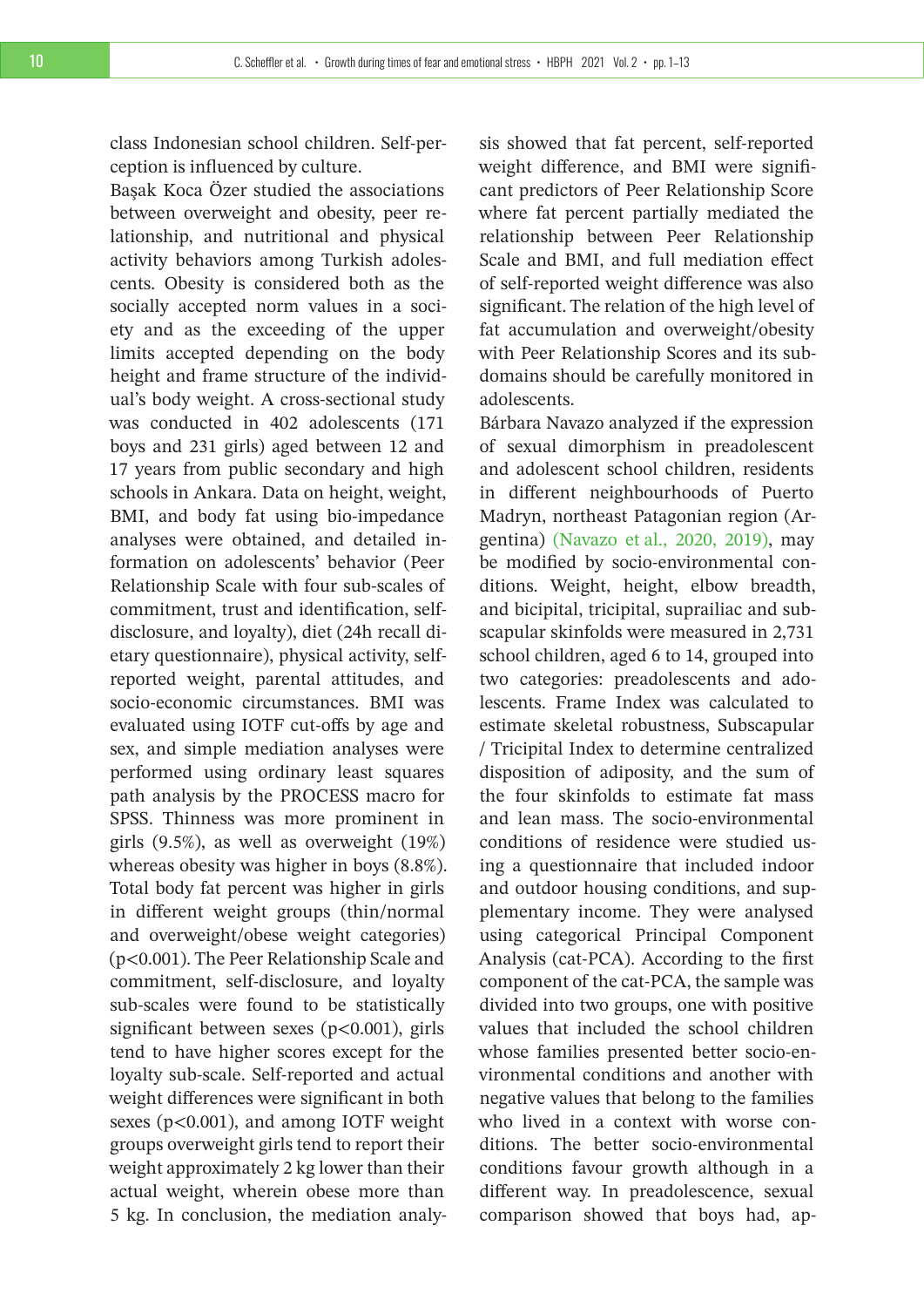class Indonesian school children. Self-perception is influenced by culture.

Başak Koca Özer studied the associations between overweight and obesity, peer relationship, and nutritional and physical activity behaviors among Turkish adolescents. Obesity is considered both as the socially accepted norm values in a society and as the exceeding of the upper limits accepted depending on the body height and frame structure of the individual's body weight. A cross-sectional study was conducted in 402 adolescents (171 boys and 231 girls) aged between 12 and 17 years from public secondary and high schools in Ankara. Data on height, weight, BMI, and body fat using bio-impedance analyses were obtained, and detailed information on adolescents' behavior (Peer Relationship Scale with four sub-scales of commitment, trust and identification, self-disclosure, and loyalty), diet (24h recall dietary questionnaire), physical activity, self-reported weight, parental attitudes, and socio-economic circumstances. BMI was evaluated using IOTF cut-offs by age and sex, and simple mediation analyses were performed using ordinary least squares path analysis by the PROCESS macro for SPSS. Thinness was more prominent in girls (9.5%), as well as overweight (19%) whereas obesity was higher in boys (8.8%). Total body fat percent was higher in girls in different weight groups (thin/normal and overweight/obese weight categories) ($p<0.001$). The Peer Relationship Scale and commitment, self-disclosure, and loyalty sub-scales were found to be statistically significant between sexes ($p<0.001$), girls tend to have higher scores except for the loyalty sub-scale. Self-reported and actual weight differences were significant in both sexes ($p<0.001$), and among IOTF weight groups overweight girls tend to report their weight approximately 2 kg lower than their actual weight, wherein obese more than 5 kg. In conclusion, the mediation analysis showed that fat percent, self-reported weight difference, and BMI were significant predictors of Peer Relationship Score where fat percent partially mediated the relationship between Peer Relationship Scale and BMI, and full mediation effect of self-reported weight difference was also significant. The relation of the high level of fat accumulation and overweight/obesity with Peer Relationship Scores and its subdomains should be carefully monitored in adolescents.

Bárbara Navazo analyzed if the expression of sexual dimorphism in preadolescent and adolescent school children, residents in different neighbourhoods of Puerto Madryn, northeast Patagonian region (Argentina) (Navazo et al., 2020, 2019), may be modified by socio-environmental conditions. Weight, height, elbow breadth, and bicipital, tricipital, suprailiac and subscapular skinfolds were measured in 2,731 school children, aged 6 to 14, grouped into two categories: preadolescents and adolescents. Frame Index was calculated to estimate skeletal robustness, Subscapular / Tricipital Index to determine centralized disposition of adiposity, and the sum of the four skinfolds to estimate fat mass and lean mass. The socio-environmental conditions of residence were studied using a questionnaire that included indoor and outdoor housing conditions, and supplementary income. They were analysed using categorical Principal Component Analysis (cat-PCA). According to the first component of the cat-PCA, the sample was divided into two groups, one with positive values that included the school children whose families presented better socio-environmental conditions and another with negative values that belong to the families who lived in a context with worse conditions. The better socio-environmental conditions favour growth although in a different way. In preadolescence, sexual comparison showed that boys had, ap-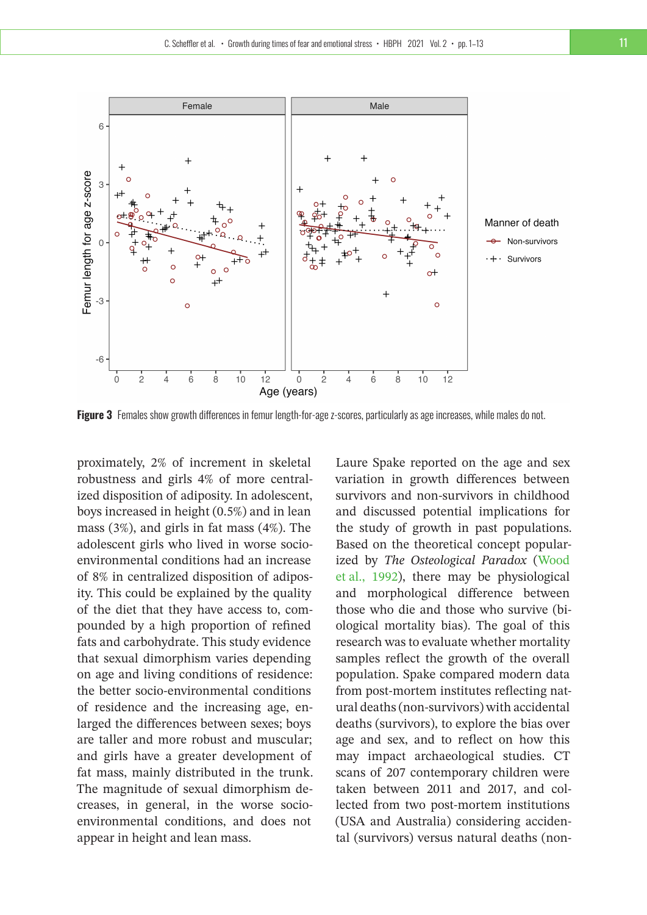**Figure 3** Females show growth differences in femur length-for-age z-scores, particularly as age increases, while males do not.

proximately, 2% of increment in skeletal robustness and girls 4% of more centralized disposition of adiposity. In adolescent, boys increased in height (0.5%) and in lean mass (3%), and girls in fat mass (4%). The adolescent girls who lived in worse socio-environmental conditions had an increase of 8% in centralized disposition of adiposity. This could be explained by the quality of the diet that they have access to, compounded by a high proportion of refined fats and carbohydrate. This study evidence that sexual dimorphism varies depending on age and living conditions of residence: the better socio-environmental conditions of residence and the increasing age, enlarged the differences between sexes; boys are taller and more robust and muscular; and girls have a greater development of fat mass, mainly distributed in the trunk. The magnitude of sexual dimorphism decreases, in general, in the worse socio-environmental conditions, and does not appear in height and lean mass.

Laure Spake reported on the age and sex variation in growth differences between survivors and non-survivors in childhood and discussed potential implications for the study of growth in past populations. Based on the theoretical concept popularized by *The Osteological Paradox* (Wood et al., 1992), there may be physiological and morphological difference between those who die and those who survive (biological mortality bias). The goal of this research was to evaluate whether mortality samples reflect the growth of the overall population. Spake compared modern data from post-mortem institutes reflecting natural deaths (non-survivors) with accidental deaths (survivors), to explore the bias over age and sex, and to reflect on how this may impact archaeological studies. CT scans of 207 contemporary children were taken between 2011 and 2017, and collected from two post-mortem institutions (USA and Australia) considering accidental (survivors) versus natural deaths (non-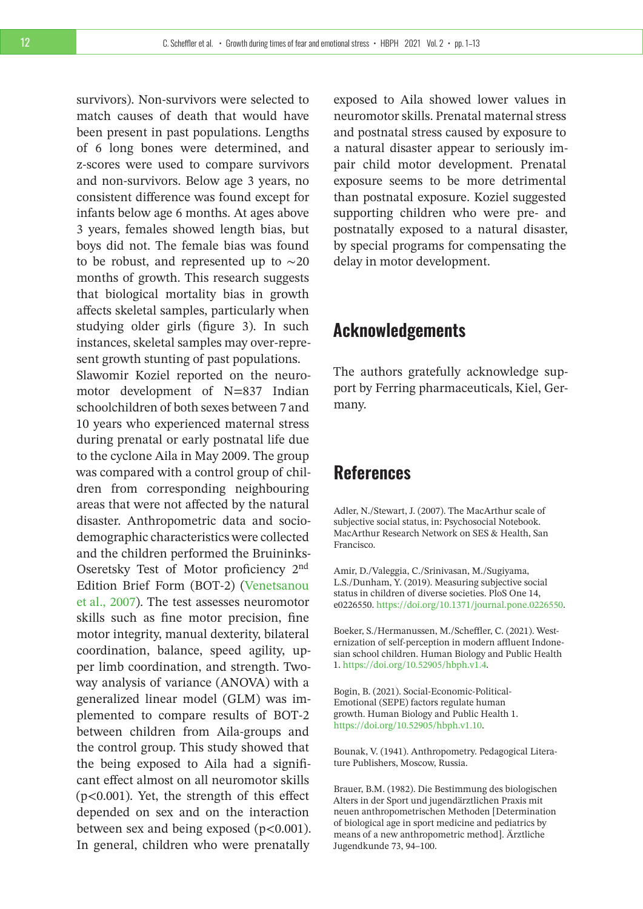survivors). Non-survivors were selected to match causes of death that would have been present in past populations. Lengths of 6 long bones were determined, and z-scores were used to compare survivors and non-survivors. Below age 3 years, no consistent difference was found except for infants below age 6 months. At ages above 3 years, females showed length bias, but boys did not. The female bias was found to be robust, and represented up to ~20 months of growth. This research suggests that biological mortality bias in growth affects skeletal samples, particularly when studying older girls (figure 3). In such instances, skeletal samples may over-represent growth stunting of past populations.

Slawomir Koziel reported on the neuromotor development of N=837 Indian schoolchildren of both sexes between 7 and 10 years who experienced maternal stress during prenatal or early postnatal life due to the cyclone Aila in May 2009. The group was compared with a control group of children from corresponding neighbouring areas that were not affected by the natural disaster. Anthropometric data and sociodemographic characteristics were collected and the children performed the Bruininks-Oseretsky Test of Motor proficiency 2nd Edition Brief Form (BOT-2) (Venetsanou et al., 2007). The test assesses neuromotor skills such as fine motor precision, fine motor integrity, manual dexterity, bilateral coordination, balance, speed agility, upper limb coordination, and strength. Two-way analysis of variance (ANOVA) with a generalized linear model (GLM) was implemented to compare results of BOT-2 between children from Aila-groups and the control group. This study showed that the being exposed to Aila had a significant effect almost on all neuromotor skills ($p<0.001$). Yet, the strength of this effect depended on sex and on the interaction between sex and being exposed ($p<0.001$). In general, children who were prenatally exposed to Aila showed lower values in neuromotor skills. Prenatal maternal stress and postnatal stress caused by exposure to a natural disaster appear to seriously impair child motor development. Prenatal exposure seems to be more detrimental than postnatal exposure. Koziel suggested supporting children who were pre- and postnatally exposed to a natural disaster, by special programs for compensating the delay in motor development.

## Acknowledgements

The authors gratefully acknowledge support by Ferring pharmaceuticals, Kiel, Germany.

## References

Adler, N./Stewart, J. (2007). The MacArthur scale of subjective social status, in: Psychosocial Notebook. MacArthur Research Network on SES & Health, San Francisco.

Amir, D./Valeggia, C./Srinivasan, M./Sugiyama, L.S./Dunham, Y. (2019). Measuring subjective social status in children of diverse societies. PloS One 14, e0226550. https://doi.org/10.1371/journal.pone.0226550.

Boeker, S./Hermanussen, M./Scheffler, C. (2021). Westernization of self-perception in modern affluent Indonesian school children. Human Biology and Public Health 1. https://doi.org/10.52905/hbph.v1.4.

Bogin, B. (2021). Social-Economic-Political-Emotional (SEPE) factors regulate human growth. Human Biology and Public Health 1. https://doi.org/10.52905/hbph.v1.10.

Bounak, V. (1941). Anthropometry. Pedagogical Literature Publishers, Moscow, Russia.

Brauer, B.M. (1982). Die Bestimmung des biologischen Alters in der Sport und jugendärztlichen Praxis mit neuen anthropometrischen Methoden [Determination of biological age in sport medicine and pediatrics by means of a new anthropometric method]. Ärztliche Jugendkunde 73, 94–100.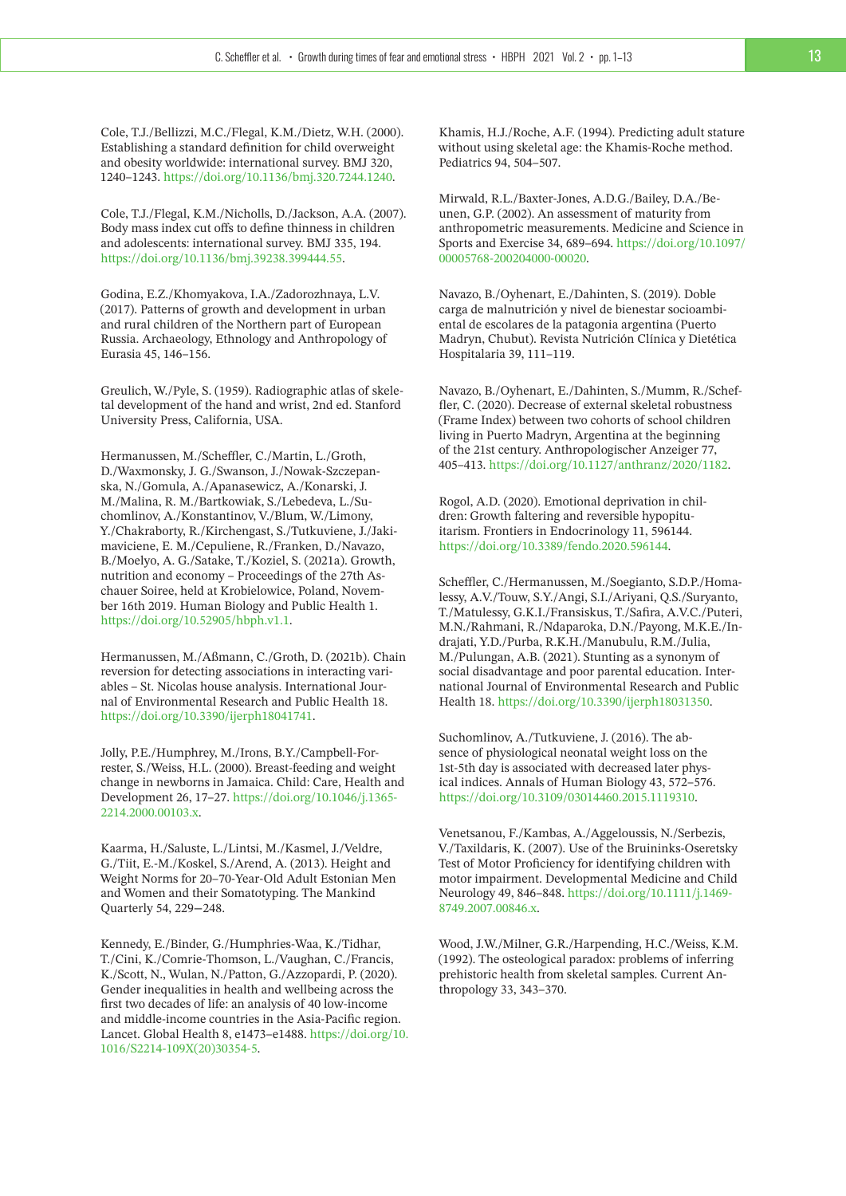Cole, T.J./Bellizzi, M.C./Flegal, K.M./Dietz, W.H. (2000). Establishing a standard definition for child overweight and obesity worldwide: international survey. BMJ 320, 1240–1243. https://doi.org/10.1136/bmj.320.7244.1240.

Cole, T.J./Flegal, K.M./Nicholls, D./Jackson, A.A. (2007). Body mass index cut offs to define thinness in children and adolescents: international survey. BMJ 335, 194. https://doi.org/10.1136/bmj.39238.399444.55.

Godina, E.Z./Khomyakova, I.A./Zadorozhnaya, L.V. (2017). Patterns of growth and development in urban and rural children of the Northern part of European Russia. Archaeology, Ethnology and Anthropology of Eurasia 45, 146–156.

Greulich, W./Pyle, S. (1959). Radiographic atlas of skeletal development of the hand and wrist, 2nd ed. Stanford University Press, California, USA.

Hermanussen, M./Scheffler, C./Martin, L./Groth, D./Waxmonsky, J. G./Swanson, J./Nowak-Szczepanska, N./Gomula, A./Apanasewicz, A./Konarski, J. M./Malina, R. M./Bartkowiak, S./Lebedeva, L./Suchomlinov, A./Konstantinov, V./Blum, W./Limony, Y./Chakraborty, R./Kirchengast, S./Tutkuviene, J./Jakimaviciene, E. M./Cepuliene, R./Franken, D./Navazo, B./Moelyo, A. G./Satake, T./Koziel, S. (2021a). Growth, nutrition and economy – Proceedings of the 27th Aschauer Soiree, held at Krobielowice, Poland, November 16th 2019. Human Biology and Public Health 1. https://doi.org/10.52905/hbph.v1.1.

Hermanussen, M./Aßmann, C./Groth, D. (2021b). Chain reversion for detecting associations in interacting variables – St. Nicolas house analysis. International Journal of Environmental Research and Public Health 18. https://doi.org/10.3390/ijerph18041741.

Jolly, P.E./Humphrey, M./Irons, B.Y./Campbell-Forrester, S./Weiss, H.L. (2000). Breast-feeding and weight change in newborns in Jamaica. Child: Care, Health and Development 26, 17–27. https://doi.org/10.1046/j.1365-2214.2000.00103.x.

Kaarma, H./Saluste, L./Lintsi, M./Kasmel, J./Veldre, G./Tiit, E.-M./Koskel, S./Arend, A. (2013). Height and Weight Norms for 20–70-Year-Old Adult Estonian Men and Women and their Somatotyping. The Mankind Quarterly 54, 229–248.

Kennedy, E./Binder, G./Humphries-Waa, K./Tidhar, T./Cini, K./Comrie-Thomson, L./Vaughan, C./Francis, K./Scott, N., Wulan, N./Patton, G./Azzopardi, P. (2020). Gender inequalities in health and wellbeing across the first two decades of life: an analysis of 40 low-income and middle-income countries in the Asia-Pacific region. Lancet. Global Health 8, e1473–e1488. https://doi.org/10.1016/S2214-109X(20)30354-5.

Khamis, H.J./Roche, A.F. (1994). Predicting adult stature without using skeletal age: the Khamis-Roche method. Pediatrics 94, 504–507.

Mirwald, R.L./Baxter-Jones, A.D.G./Bailey, D.A./Beunen, G.P. (2002). An assessment of maturity from anthropometric measurements. Medicine and Science in Sports and Exercise 34, 689–694. https://doi.org/10.1097/00005768-200204000-00020.

Navazo, B./Oyhenart, E./Dahinten, S. (2019). Doble carga de malnutrición y nivel de bienestar socioambiental de escolares de la patagonia argentina (Puerto Madryn, Chubut). Revista Nutrición Clínica y Dietética Hospitalaria 39, 111–119.

Navazo, B./Oyhenart, E./Dahinten, S./Mumm, R./Scheffler, C. (2020). Decrease of external skeletal robustness (Frame Index) between two cohorts of school children living in Puerto Madryn, Argentina at the beginning of the 21st century. Anthropologischer Anzeiger 77, 405–413. https://doi.org/10.1127/anthranz/2020/1182.

Rogol, A.D. (2020). Emotional deprivation in children: Growth faltering and reversible hypopituitarism. Frontiers in Endocrinology 11, 596144. https://doi.org/10.3389/fendo.2020.596144.

Scheffler, C./Hermanussen, M./Soegianto, S.D.P./Homalessy, A.V./Touw, S.Y./Angi, S.I./Ariyani, Q.S./Suryanto, T./Matulessy, G.K.I./Fransiskus, T./Safira, A.V.C./Puteri, M.N./Rahmani, R./Ndaparoka, D.N./Payong, M.K.E./Indrajati, Y.D./Purba, R.K.H./Manubulu, R.M./Julia, M./Pulungan, A.B. (2021). Stunting as a synonym of social disadvantage and poor parental education. International Journal of Environmental Research and Public Health 18. https://doi.org/10.3390/ijerph18031350.

Suchomlinov, A./Tutkuviene, J. (2016). The absence of physiological neonatal weight loss on the 1st-5th day is associated with decreased later physical indices. Annals of Human Biology 43, 572–576. https://doi.org/10.3109/03014460.2015.1119310.

Venetsanou, F./Kambas, A./Aggeloussis, N./Serbezis, V./Taxildaris, K. (2007). Use of the Bruininks-Oseretsky Test of Motor Proficiency for identifying children with motor impairment. Developmental Medicine and Child Neurology 49, 846–848. https://doi.org/10.1111/j.1469-8749.2007.00846.x.

Wood, J.W./Milner, G.R./Harpending, H.C./Weiss, K.M. (1992). The osteological paradox: problems of inferring prehistoric health from skeletal samples. Current Anthropology 33, 343–370.